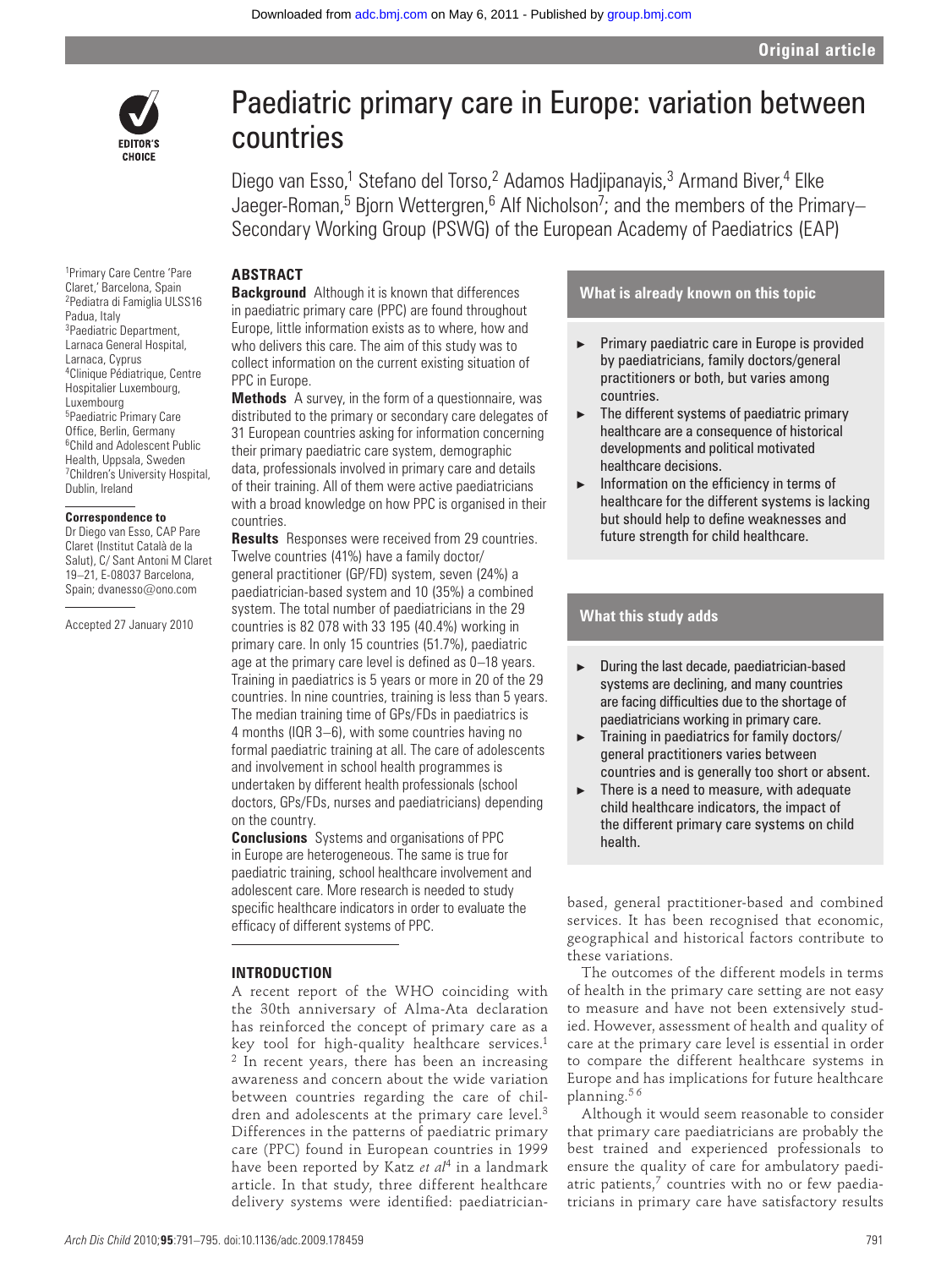# Paediatric primary care in Europe: variation between countries

Diego van Esso,[1] Stefano del Torso,[2] Adamos Hadjipanayis,[3] Armand Biver,[4] Elke Jaeger-Roman,[5] Bjorn Wettergren,[6] Alf Nicholson[7]; and the members of the Primary–Secondary Working Group (PSWG) of the European Academy of Paediatrics (EAP)

[1]Primary Care Centre 'Pare Claret,' Barcelona, Spain
[2]Pediatra di Famiglia ULSS16 Padua, Italy
[3]Paediatric Department, Larnaca General Hospital, Larnaca, Cyprus
[4]Clinique Pédiatrique, Centre Hospitalier Luxembourg, Luxembourg
[5]Paediatric Primary Care Office, Berlin, Germany
[6]Child and Adolescent Public Health, Uppsala, Sweden
[7]Children's University Hospital, Dublin, Ireland

**Correspondence to**
Dr Diego van Esso, CAP Pare Claret (Institut Català de la Salut), C/ Sant Antoni M Claret 19–21, E-08037 Barcelona, Spain; dvanesso@ono.com

Accepted 27 January 2010

## ABSTRACT

**Background** Although it is known that differences in paediatric primary care (PPC) are found throughout Europe, little information exists as to where, how and who delivers this care. The aim of this study was to collect information on the current existing situation of PPC in Europe.

**Methods** A survey, in the form of a questionnaire, was distributed to the primary or secondary care delegates of 31 European countries asking for information concerning their primary paediatric care system, demographic data, professionals involved in primary care and details of their training. All of them were active paediatricians with a broad knowledge on how PPC is organised in their countries.

**Results** Responses were received from 29 countries. Twelve countries (41%) have a family doctor/general practitioner (GP/FD) system, seven (24%) a paediatrician-based system and 10 (35%) a combined system. The total number of paediatricians in the 29 countries is 82 078 with 33 195 (40.4%) working in primary care. In only 15 countries (51.7%), paediatric age at the primary care level is defined as 0–18 years. Training in paediatrics is 5 years or more in 20 of the 29 countries. In nine countries, training is less than 5 years. The median training time of GPs/FDs in paediatrics is 4 months (IQR 3–6), with some countries having no formal paediatric training at all. The care of adolescents and involvement in school health programmes is undertaken by different health professionals (school doctors, GPs/FDs, nurses and paediatricians) depending on the country.

**Conclusions** Systems and organisations of PPC in Europe are heterogeneous. The same is true for paediatric training, school healthcare involvement and adolescent care. More research is needed to study specific healthcare indicators in order to evaluate the efficacy of different systems of PPC.

### What is already known on this topic

- Primary paediatric care in Europe is provided by paediatricians, family doctors/general practitioners or both, but varies among countries.
- The different systems of paediatric primary healthcare are a consequence of historical developments and political motivated healthcare decisions.
- Information on the efficiency in terms of healthcare for the different systems is lacking but should help to define weaknesses and future strength for child healthcare.

### What this study adds

- During the last decade, paediatrician-based systems are declining, and many countries are facing difficulties due to the shortage of paediatricians working in primary care.
- Training in paediatrics for family doctors/general practitioners varies between countries and is generally too short or absent.
- There is a need to measure, with adequate child healthcare indicators, the impact of the different primary care systems on child health.

## INTRODUCTION

A recent report of the WHO coinciding with the 30th anniversary of Alma-Ata declaration has reinforced the concept of primary care as a key tool for high-quality healthcare services.[1,2] In recent years, there has been an increasing awareness and concern about the wide variation between countries regarding the care of children and adolescents at the primary care level.[3] Differences in the patterns of paediatric primary care (PPC) found in European countries in 1999 have been reported by Katz *et al*[4] in a landmark article. In that study, three different healthcare delivery systems were identified: paediatrician-based, general practitioner-based and combined services. It has been recognised that economic, geographical and historical factors contribute to these variations.

The outcomes of the different models in terms of health in the primary care setting are not easy to measure and have not been extensively studied. However, assessment of health and quality of care at the primary care level is essential in order to compare the different healthcare systems in Europe and has implications for future healthcare planning.[5,6]

Although it would seem reasonable to consider that primary care paediatricians are probably the best trained and experienced professionals to ensure the quality of care for ambulatory paediatric patients,[7] countries with no or few paediatricians in primary care have satisfactory results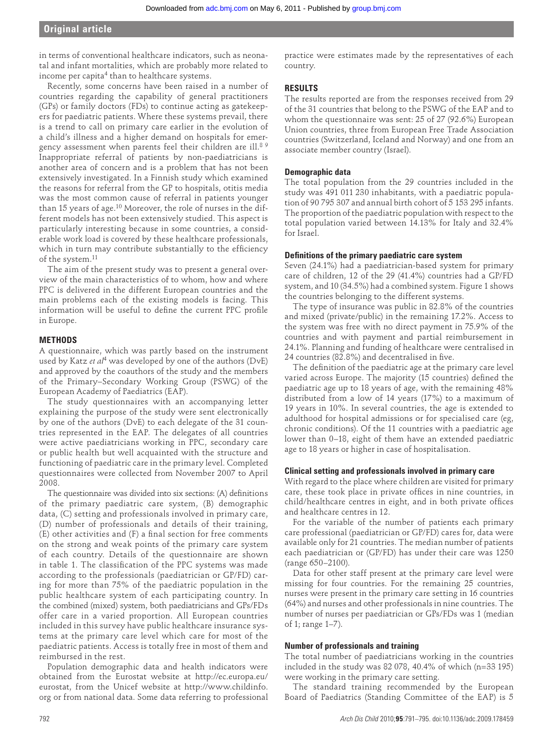in terms of conventional healthcare indicators, such as neonatal and infant mortalities, which are probably more related to income per capita[4] than to healthcare systems.

Recently, some concerns have been raised in a number of countries regarding the capability of general practitioners (GPs) or family doctors (FDs) to continue acting as gatekeepers for paediatric patients. Where these systems prevail, there is a trend to call on primary care earlier in the evolution of a child's illness and a higher demand on hospitals for emergency assessment when parents feel their children are ill.[8 9] Inappropriate referral of patients by non-paediatricians is another area of concern and is a problem that has not been extensively investigated. In a Finnish study which examined the reasons for referral from the GP to hospitals, otitis media was the most common cause of referral in patients younger than 15 years of age.[10] Moreover, the role of nurses in the different models has not been extensively studied. This aspect is particularly interesting because in some countries, a considerable work load is covered by these healthcare professionals, which in turn may contribute substantially to the efficiency of the system.[11]

The aim of the present study was to present a general overview of the main characteristics of to whom, how and where PPC is delivered in the different European countries and the main problems each of the existing models is facing. This information will be useful to define the current PPC profile in Europe.

## METHODS

A questionnaire, which was partly based on the instrument used by Katz *et al*[4] was developed by one of the authors (DvE) and approved by the coauthors of the study and the members of the Primary–Secondary Working Group (PSWG) of the European Academy of Paediatrics (EAP).

The study questionnaires with an accompanying letter explaining the purpose of the study were sent electronically by one of the authors (DvE) to each delegate of the 31 countries represented in the EAP. The delegates of all countries were active paediatricians working in PPC, secondary care or public health but well acquainted with the structure and functioning of paediatric care in the primary level. Completed questionnaires were collected from November 2007 to April 2008.

The questionnaire was divided into six sections: (A) definitions of the primary paediatric care system, (B) demographic data, (C) setting and professionals involved in primary care, (D) number of professionals and details of their training, (E) other activities and (F) a final section for free comments on the strong and weak points of the primary care system of each country. Details of the questionnaire are shown in table 1. The classification of the PPC systems was made according to the professionals (paediatrician or GP/FD) caring for more than 75% of the paediatric population in the public healthcare system of each participating country. In the combined (mixed) system, both paediatricians and GPs/FDs offer care in a varied proportion. All European countries included in this survey have public healthcare insurance systems at the primary care level which care for most of the paediatric patients. Access is totally free in most of them and reimbursed in the rest.

Population demographic data and health indicators were obtained from the Eurostat website at http://ec.europa.eu/eurostat, from the Unicef website at http://www.childinfo.org or from national data. Some data referring to professional practice were estimates made by the representatives of each country.

## RESULTS

The results reported are from the responses received from 29 of the 31 countries that belong to the PSWG of the EAP and to whom the questionnaire was sent: 25 of 27 (92.6%) European Union countries, three from European Free Trade Association countries (Switzerland, Iceland and Norway) and one from an associate member country (Israel).

### Demographic data

The total population from the 29 countries included in the study was 491 011 230 inhabitants, with a paediatric population of 90 795 307 and annual birth cohort of 5 153 295 infants. The proportion of the paediatric population with respect to the total population varied between 14.13% for Italy and 32.4% for Israel.

### Definitions of the primary paediatric care system

Seven (24.1%) had a paediatrician-based system for primary care of children, 12 of the 29 (41.4%) countries had a GP/FD system, and 10 (34.5%) had a combined system. Figure 1 shows the countries belonging to the different systems.

The type of insurance was public in 82.8% of the countries and mixed (private/public) in the remaining 17.2%. Access to the system was free with no direct payment in 75.9% of the countries and with payment and partial reimbursement in 24.1%. Planning and funding of healthcare were centralised in 24 countries (82.8%) and decentralised in five.

The definition of the paediatric age at the primary care level varied across Europe. The majority (15 countries) defined the paediatric age up to 18 years of age, with the remaining 48% distributed from a low of 14 years (17%) to a maximum of 19 years in 10%. In several countries, the age is extended to adulthood for hospital admissions or for specialised care (eg, chronic conditions). Of the 11 countries with a paediatric age lower than 0–18, eight of them have an extended paediatric age to 18 years or higher in case of hospitalisation.

### Clinical setting and professionals involved in primary care

With regard to the place where children are visited for primary care, these took place in private offices in nine countries, in child/healthcare centres in eight, and in both private offices and healthcare centres in 12.

For the variable of the number of patients each primary care professional (paediatrician or GP/FD) cares for, data were available only for 21 countries. The median number of patients each paediatrician or (GP/FD) has under their care was 1250 (range 650–2100).

Data for other staff present at the primary care level were missing for four countries. For the remaining 25 countries, nurses were present in the primary care setting in 16 countries (64%) and nurses and other professionals in nine countries. The number of nurses per paediatrician or GPs/FDs was 1 (median of 1; range 1–7).

### Number of professionals and training

The total number of paediatricians working in the countries included in the study was 82 078, 40.4% of which (n=33 195) were working in the primary care setting.

The standard training recommended by the European Board of Paediatrics (Standing Committee of the EAP) is 5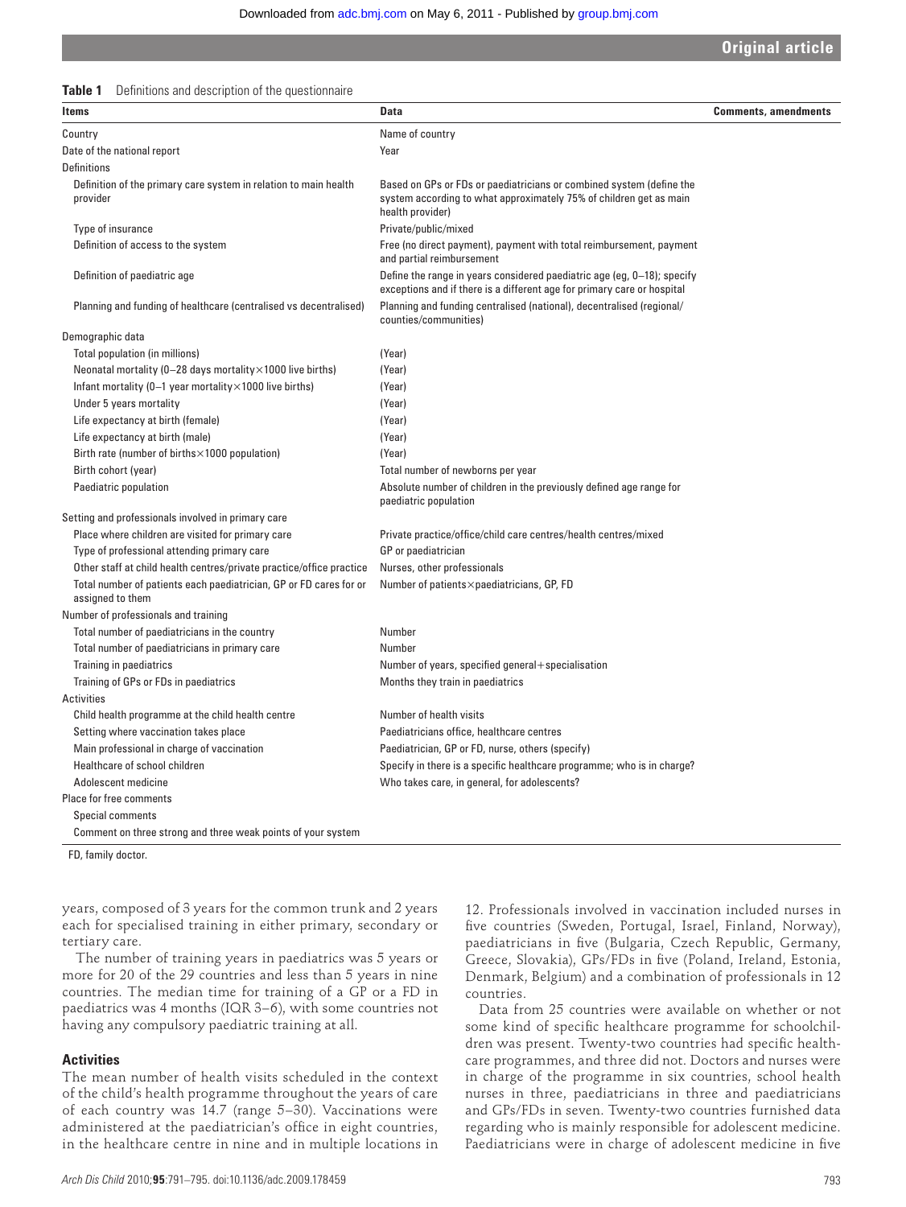**Table 1** Definitions and description of the questionnaire

| Items | Data | Comments, amendments |
|---|---|---|
| Country | Name of country | |
| Date of the national report | Year | |
| Definitions | | |
| Definition of the primary care system in relation to main health provider | Based on GPs or FDs or paediatricians or combined system (define the system according to what approximately 75% of children get as main health provider) | |
| Type of insurance | Private/public/mixed | |
| Definition of access to the system | Free (no direct payment), payment with total reimbursement, payment and partial reimbursement | |
| Definition of paediatric age | Define the range in years considered paediatric age (eg, 0–18); specify exceptions and if there is a different age for primary care or hospital | |
| Planning and funding of healthcare (centralised vs decentralised) | Planning and funding centralised (national), decentralised (regional/counties/communities) | |
| Demographic data | | |
| Total population (in millions) | (Year) | |
| Neonatal mortality (0–28 days mortality×1000 live births) | (Year) | |
| Infant mortality (0–1 year mortality×1000 live births) | (Year) | |
| Under 5 years mortality | (Year) | |
| Life expectancy at birth (female) | (Year) | |
| Life expectancy at birth (male) | (Year) | |
| Birth rate (number of births×1000 population) | (Year) | |
| Birth cohort (year) | Total number of newborns per year | |
| Paediatric population | Absolute number of children in the previously defined age range for paediatric population | |
| Setting and professionals involved in primary care | | |
| Place where children are visited for primary care | Private practice/office/child care centres/health centres/mixed | |
| Type of professional attending primary care | GP or paediatrician | |
| Other staff at child health centres/private practice/office practice | Nurses, other professionals | |
| Total number of patients each paediatrician, GP or FD cares for or assigned to them | Number of patients×paediatricians, GP, FD | |
| Number of professionals and training | | |
| Total number of paediatricians in the country | Number | |
| Total number of paediatricians in primary care | Number | |
| Training in paediatrics | Number of years, specified general+specialisation | |
| Training of GPs or FDs in paediatrics | Months they train in paediatrics | |
| Activities | | |
| Child health programme at the child health centre | Number of health visits | |
| Setting where vaccination takes place | Paediatricians office, healthcare centres | |
| Main professional in charge of vaccination | Paediatrician, GP or FD, nurse, others (specify) | |
| Healthcare of school children | Specify in there is a specific healthcare programme; who is in charge? | |
| Adolescent medicine | Who takes care, in general, for adolescents? | |
| Place for free comments | | |
| Special comments | | |
| Comment on three strong and three weak points of your system | | |

FD, family doctor.

years, composed of 3 years for the common trunk and 2 years each for specialised training in either primary, secondary or tertiary care.

The number of training years in paediatrics was 5 years or more for 20 of the 29 countries and less than 5 years in nine countries. The median time for training of a GP or a FD in paediatrics was 4 months (IQR 3–6), with some countries not having any compulsory paediatric training at all.

### Activities

The mean number of health visits scheduled in the context of the child's health programme throughout the years of care of each country was 14.7 (range 5–30). Vaccinations were administered at the paediatrician's office in eight countries, in the healthcare centre in nine and in multiple locations in 12. Professionals involved in vaccination included nurses in five countries (Sweden, Portugal, Israel, Finland, Norway), paediatricians in five (Bulgaria, Czech Republic, Germany, Greece, Slovakia), GPs/FDs in five (Poland, Ireland, Estonia, Denmark, Belgium) and a combination of professionals in 12 countries.

Data from 25 countries were available on whether or not some kind of specific healthcare programme for schoolchildren was present. Twenty-two countries had specific healthcare programmes, and three did not. Doctors and nurses were in charge of the programme in six countries, school health nurses in three, paediatricians in three and paediatricians and GPs/FDs in seven. Twenty-two countries furnished data regarding who is mainly responsible for adolescent medicine. Paediatricians were in charge of adolescent medicine in five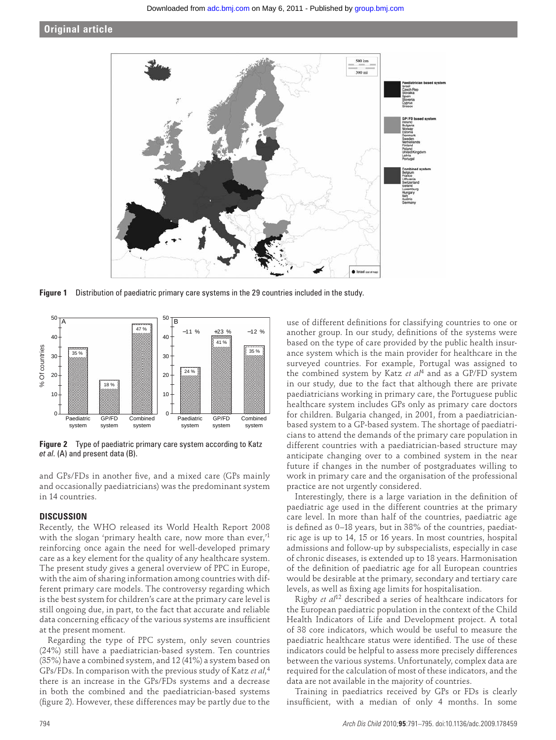**Figure 1** Distribution of paediatric primary care systems in the 29 countries included in the study.

**Figure 2** Type of paediatric primary care system according to Katz *et al*. (A) and present data (B).

and GPs/FDs in another five, and a mixed care (GPs mainly and occasionally paediatricians) was the predominant system in 14 countries.

## DISCUSSION

Recently, the WHO released its World Health Report 2008 with the slogan 'primary health care, now more than ever,'[1] reinforcing once again the need for well-developed primary care as a key element for the quality of any healthcare system. The present study gives a general overview of PPC in Europe, with the aim of sharing information among countries with different primary care models. The controversy regarding which is the best system for children's care at the primary care level is still ongoing due, in part, to the fact that accurate and reliable data concerning efficacy of the various systems are insufficient at the present moment.

Regarding the type of PPC system, only seven countries (24%) still have a paediatrician-based system. Ten countries (35%) have a combined system, and 12 (41%) a system based on GPs/FDs. In comparison with the previous study of Katz *et al*,[4] there is an increase in the GPs/FDs systems and a decrease in both the combined and the paediatrician-based systems (figure 2). However, these differences may be partly due to the use of different definitions for classifying countries to one or another group. In our study, definitions of the systems were based on the type of care provided by the public health insurance system which is the main provider for healthcare in the surveyed countries. For example, Portugal was assigned to the combined system by Katz *et al*[4] and as a GP/FD system in our study, due to the fact that although there are private paediatricians working in primary care, the Portuguese public healthcare system includes GPs only as primary care doctors for children. Bulgaria changed, in 2001, from a paediatrician-based system to a GP-based system. The shortage of paediatricians to attend the demands of the primary care population in different countries with a paediatrician-based structure may anticipate changing over to a combined system in the near future if changes in the number of postgraduates willing to work in primary care and the organisation of the professional practice are not urgently considered.

Interestingly, there is a large variation in the definition of paediatric age used in the different countries at the primary care level. In more than half of the countries, paediatric age is defined as 0–18 years, but in 38% of the countries, paediatric age is up to 14, 15 or 16 years. In most countries, hospital admissions and follow-up by subspecialists, especially in case of chronic diseases, is extended up to 18 years. Harmonisation of the definition of paediatric age for all European countries would be desirable at the primary, secondary and tertiary care levels, as well as fixing age limits for hospitalisation.

Rigby *et al*[12] described a series of healthcare indicators for the European paediatric population in the context of the Child Health Indicators of Life and Development project. A total of 38 core indicators, which would be useful to measure the paediatric healthcare status were identified. The use of these indicators could be helpful to assess more precisely differences between the various systems. Unfortunately, complex data are required for the calculation of most of these indicators, and the data are not available in the majority of countries.

Training in paediatrics received by GPs or FDs is clearly insufficient, with a median of only 4 months. In some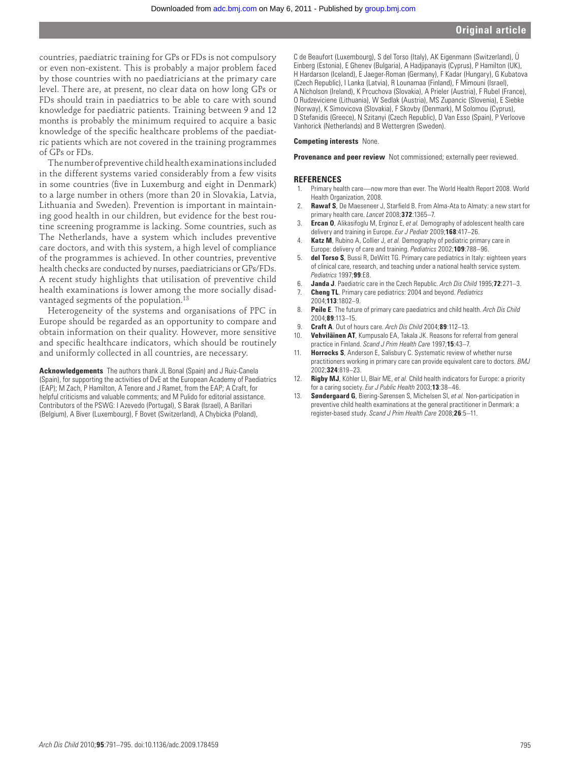countries, paediatric training for GPs or FDs is not compulsory or even non-existent. This is probably a major problem faced by those countries with no paediatricians at the primary care level. There are, at present, no clear data on how long GPs or FDs should train in paediatrics to be able to care with sound knowledge for paediatric patients. Training between 9 and 12 months is probably the minimum required to acquire a basic knowledge of the specific healthcare problems of the paediatric patients which are not covered in the training programmes of GPs or FDs.

The number of preventive child health examinations included in the different systems varied considerably from a few visits in some countries (five in Luxemburg and eight in Denmark) to a large number in others (more than 20 in Slovakia, Latvia, Lithuania and Sweden). Prevention is important in maintaining good health in our children, but evidence for the best routine screening programme is lacking. Some countries, such as The Netherlands, have a system which includes preventive care doctors, and with this system, a high level of compliance of the programmes is achieved. In other countries, preventive health checks are conducted by nurses, paediatricians or GPs/FDs. A recent study highlights that utilisation of preventive child health examinations is lower among the more socially disadvantaged segments of the population.[13]

Heterogeneity of the systems and organisations of PPC in Europe should be regarded as an opportunity to compare and obtain information on their quality. However, more sensitive and specific healthcare indicators, which should be routinely and uniformly collected in all countries, are necessary.

**Acknowledgements** The authors thank JL Bonal (Spain) and J Ruiz-Canela (Spain), for supporting the activities of DvE at the European Academy of Paediatrics (EAP); M Zach, P Hamilton, A Tenore and J Ramet, from the EAP; A Craft, for helpful criticisms and valuable comments; and M Pulido for editorial assistance. Contributors of the PSWG: I Azevedo (Portugal), S Barak (Israel), A Barillari (Belgium), A Biver (Luxembourg), F Bovet (Switzerland), A Chybicka (Poland), C de Beaufort (Luxembourg), S del Torso (Italy), AK Eigenmann (Switzerland), Ü Einberg (Estonia), E Ghenev (Bulgaria), A Hadjipanayis (Cyprus), P Hamilton (UK), H Hardarson (Iceland), E Jaeger-Roman (Germany), F Kadar (Hungary), G Kubatova (Czech Republic), I Lanka (Latvia), R Lounamaa (Finland), F Mimouni (Israel), A Nicholson (Ireland), K Prcuchova (Slovakia), A Prieler (Austria), F Rubel (France), O Rudzeviciene (Lithuania), W Sedlak (Austria), MS Zupancic (Slovenia), E Siebke (Norway), K Simovicova (Slovakia), F Skovby (Denmark), M Solomou (Cyprus), D Stefanidis (Greece), N Szitanyi (Czech Republic), D Van Esso (Spain), P Verloove Vanhorick (Netherlands) and B Wettergren (Sweden).

**Competing interests** None.

**Provenance and peer review** Not commissioned; externally peer reviewed.

## REFERENCES

1. Primary health care—now more than ever. The World Health Report 2008. World Health Organization, 2008.
2. **Rawaf S**, De Maeseneer J, Starfield B. From Alma-Ata to Almaty: a new start for primary health care. *Lancet* 2008;**372**:1365–7.
3. **Ercan O**, Alikasifoglu M, Erginoz E, *et al.* Demography of adolescent health care delivery and training in Europe. *Eur J Pediatr* 2009;**168**:417–26.
4. **Katz M**, Rubino A, Collier J, *et al.* Demography of pediatric primary care in Europe: delivery of care and training. *Pediatrics* 2002;**109**:788–96.
5. **del Torso S**, Bussi R, DeWitt TG. Primary care pediatrics in Italy: eighteen years of clinical care, research, and teaching under a national health service system. *Pediatrics* 1997;**99**:E8.
6. **Janda J**. Paediatric care in the Czech Republic. *Arch Dis Child* 1995;**72**:271–3.
7. **Cheng TL**. Primary care pediatrics: 2004 and beyond. *Pediatrics* 2004;**113**:1802–9.
8. **Peile E**. The future of primary care paediatrics and child health. *Arch Dis Child* 2004;**89**:113–15.
9. **Craft A**. Out of hours care. *Arch Dis Child* 2004;**89**:112–13.
10. **Vehviläinen AT**, Kumpusalo EA, Takala JK. Reasons for referral from general practice in Finland. *Scand J Prim Health Care* 1997;**15**:43–7.
11. **Horrocks S**, Anderson E, Salisbury C. Systematic review of whether nurse practitioners working in primary care can provide equivalent care to doctors. *BMJ* 2002;**324**:819–23.
12. **Rigby MJ**, Köhler LI, Blair ME, *et al.* Child health indicators for Europe: a priority for a caring society. *Eur J Public Health* 2003;**13**:38–46.
13. **Søndergaard G**, Biering-Sørensen S, Michelsen SI, *et al.* Non-participation in preventive child health examinations at the general practitioner in Denmark: a register-based study. *Scand J Prim Health Care* 2008;**26**:5–11.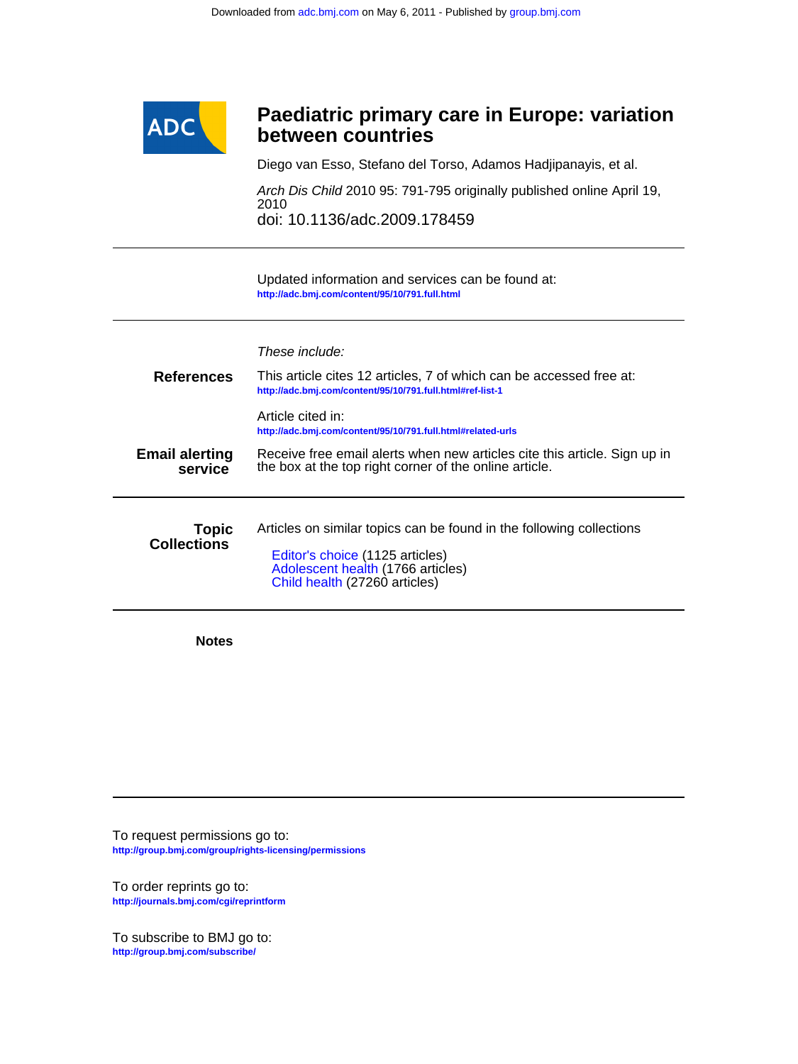# Paediatric primary care in Europe: variation between countries

Diego van Esso, Stefano del Torso, Adamos Hadjipanayis, et al.

*Arch Dis Child* 2010 95: 791-795 originally published online April 19, 2010

doi: 10.1136/adc.2009.178459

---

Updated information and services can be found at:
http://adc.bmj.com/content/95/10/791.full.html

---

*These include:*

**References**

This article cites 12 articles, 7 of which can be accessed free at:
http://adc.bmj.com/content/95/10/791.full.html#ref-list-1

Article cited in:
http://adc.bmj.com/content/95/10/791.full.html#related-urls

**Email alerting service**

Receive free email alerts when new articles cite this article. Sign up in the box at the top right corner of the online article.

---

**Topic Collections**

Articles on similar topics can be found in the following collections

- Editor's choice (1125 articles)
- Adolescent health (1766 articles)
- Child health (27260 articles)

---

**Notes**

---

To request permissions go to:
http://group.bmj.com/group/rights-licensing/permissions

To order reprints go to:
http://journals.bmj.com/cgi/reprintform

To subscribe to BMJ go to:
http://group.bmj.com/subscribe/